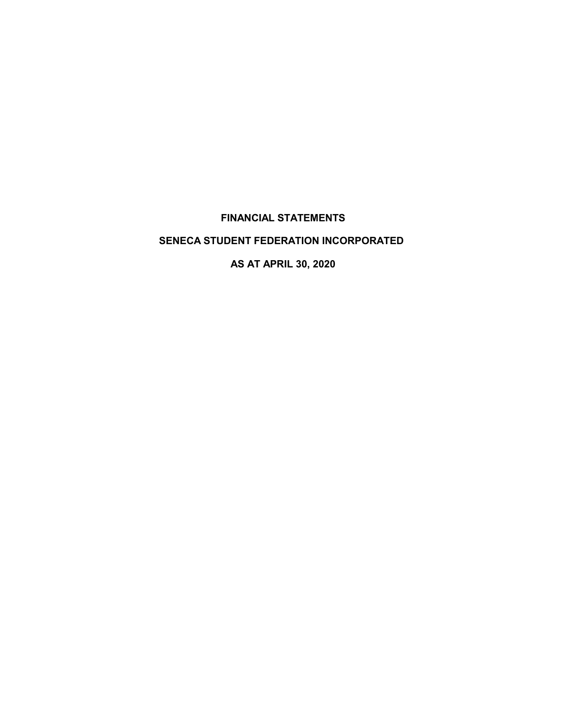# FINANCIAL STATEMENTS

# SENECA STUDENT FEDERATION INCORPORATED

# AS AT APRIL 30, 2020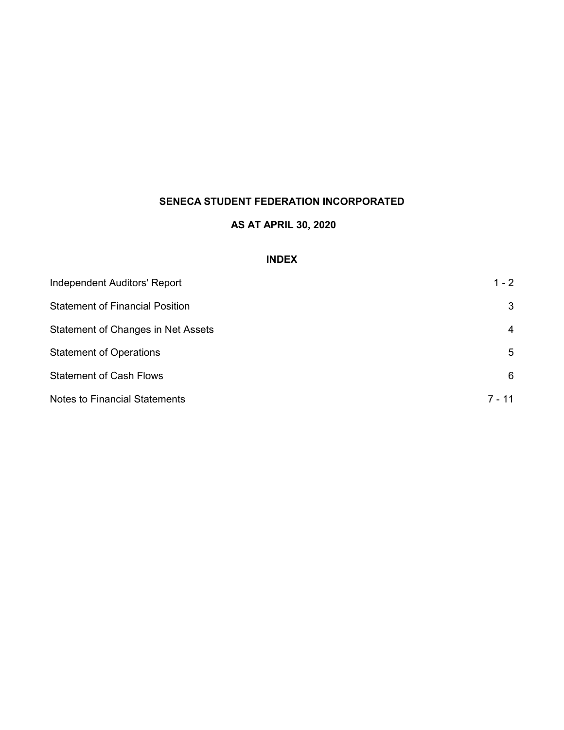# SENECA STUDENT FEDERATION INCORPORATED

## AS AT APRIL 30, 2020

### INDEX

| | |
|---|---|
| Independent Auditors' Report | 1 - 2 |
| Statement of Financial Position | 3 |
| Statement of Changes in Net Assets | 4 |
| Statement of Operations | 5 |
| Statement of Cash Flows | 6 |
| Notes to Financial Statements | 7 - 11 |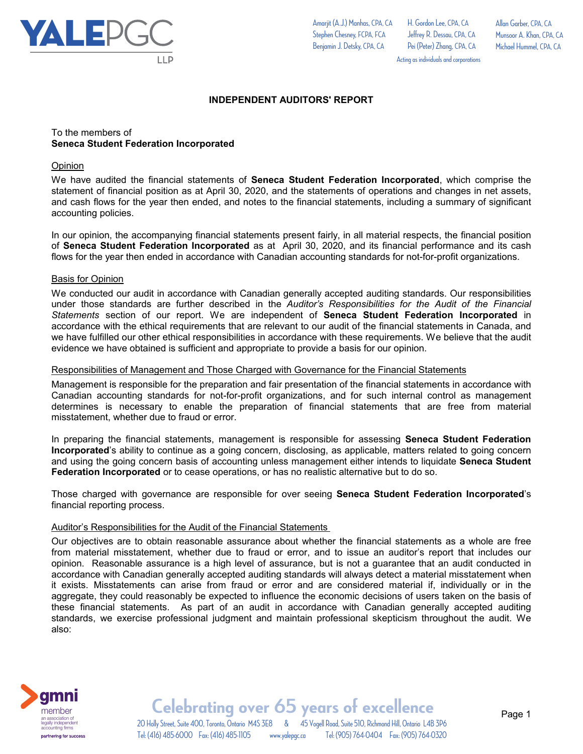# INDEPENDENT AUDITORS' REPORT

To the members of
**Seneca Student Federation Incorporated**

## Opinion

We have audited the financial statements of **Seneca Student Federation Incorporated**, which comprise the statement of financial position as at April 30, 2020, and the statements of operations and changes in net assets, and cash flows for the year then ended, and notes to the financial statements, including a summary of significant accounting policies.

In our opinion, the accompanying financial statements present fairly, in all material respects, the financial position of **Seneca Student Federation Incorporated** as at April 30, 2020, and its financial performance and its cash flows for the year then ended in accordance with Canadian accounting standards for not-for-profit organizations.

## Basis for Opinion

We conducted our audit in accordance with Canadian generally accepted auditing standards. Our responsibilities under those standards are further described in the *Auditor's Responsibilities for the Audit of the Financial Statements* section of our report. We are independent of **Seneca Student Federation Incorporated** in accordance with the ethical requirements that are relevant to our audit of the financial statements in Canada, and we have fulfilled our other ethical responsibilities in accordance with these requirements. We believe that the audit evidence we have obtained is sufficient and appropriate to provide a basis for our opinion.

## Responsibilities of Management and Those Charged with Governance for the Financial Statements

Management is responsible for the preparation and fair presentation of the financial statements in accordance with Canadian accounting standards for not-for-profit organizations, and for such internal control as management determines is necessary to enable the preparation of financial statements that are free from material misstatement, whether due to fraud or error.

In preparing the financial statements, management is responsible for assessing **Seneca Student Federation Incorporated**'s ability to continue as a going concern, disclosing, as applicable, matters related to going concern and using the going concern basis of accounting unless management either intends to liquidate **Seneca Student Federation Incorporated** or to cease operations, or has no realistic alternative but to do so.

Those charged with governance are responsible for over seeing **Seneca Student Federation Incorporated**'s financial reporting process.

## Auditor's Responsibilities for the Audit of the Financial Statements

Our objectives are to obtain reasonable assurance about whether the financial statements as a whole are free from material misstatement, whether due to fraud or error, and to issue an auditor's report that includes our opinion. Reasonable assurance is a high level of assurance, but is not a guarantee that an audit conducted in accordance with Canadian generally accepted auditing standards will always detect a material misstatement when it exists. Misstatements can arise from fraud or error and are considered material if, individually or in the aggregate, they could reasonably be expected to influence the economic decisions of users taken on the basis of these financial statements. As part of an audit in accordance with Canadian generally accepted auditing standards, we exercise professional judgment and maintain professional skepticism throughout the audit. We also: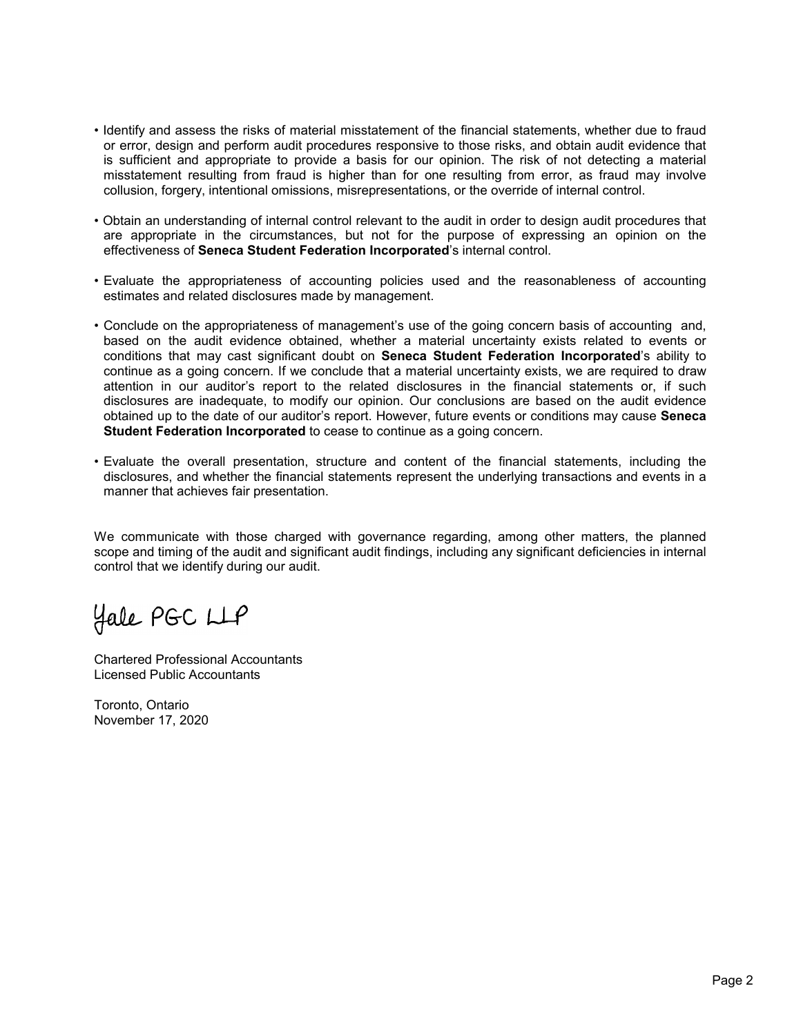- Identify and assess the risks of material misstatement of the financial statements, whether due to fraud or error, design and perform audit procedures responsive to those risks, and obtain audit evidence that is sufficient and appropriate to provide a basis for our opinion. The risk of not detecting a material misstatement resulting from fraud is higher than for one resulting from error, as fraud may involve collusion, forgery, intentional omissions, misrepresentations, or the override of internal control.

- Obtain an understanding of internal control relevant to the audit in order to design audit procedures that are appropriate in the circumstances, but not for the purpose of expressing an opinion on the effectiveness of **Seneca Student Federation Incorporated**'s internal control.

- Evaluate the appropriateness of accounting policies used and the reasonableness of accounting estimates and related disclosures made by management.

- Conclude on the appropriateness of management's use of the going concern basis of accounting and, based on the audit evidence obtained, whether a material uncertainty exists related to events or conditions that may cast significant doubt on **Seneca Student Federation Incorporated**'s ability to continue as a going concern. If we conclude that a material uncertainty exists, we are required to draw attention in our auditor's report to the related disclosures in the financial statements or, if such disclosures are inadequate, to modify our opinion. Our conclusions are based on the audit evidence obtained up to the date of our auditor's report. However, future events or conditions may cause **Seneca Student Federation Incorporated** to cease to continue as a going concern.

- Evaluate the overall presentation, structure and content of the financial statements, including the disclosures, and whether the financial statements represent the underlying transactions and events in a manner that achieves fair presentation.

We communicate with those charged with governance regarding, among other matters, the planned scope and timing of the audit and significant audit findings, including any significant deficiencies in internal control that we identify during our audit.

Yale PGC LLP

Chartered Professional Accountants
Licensed Public Accountants

Toronto, Ontario
November 17, 2020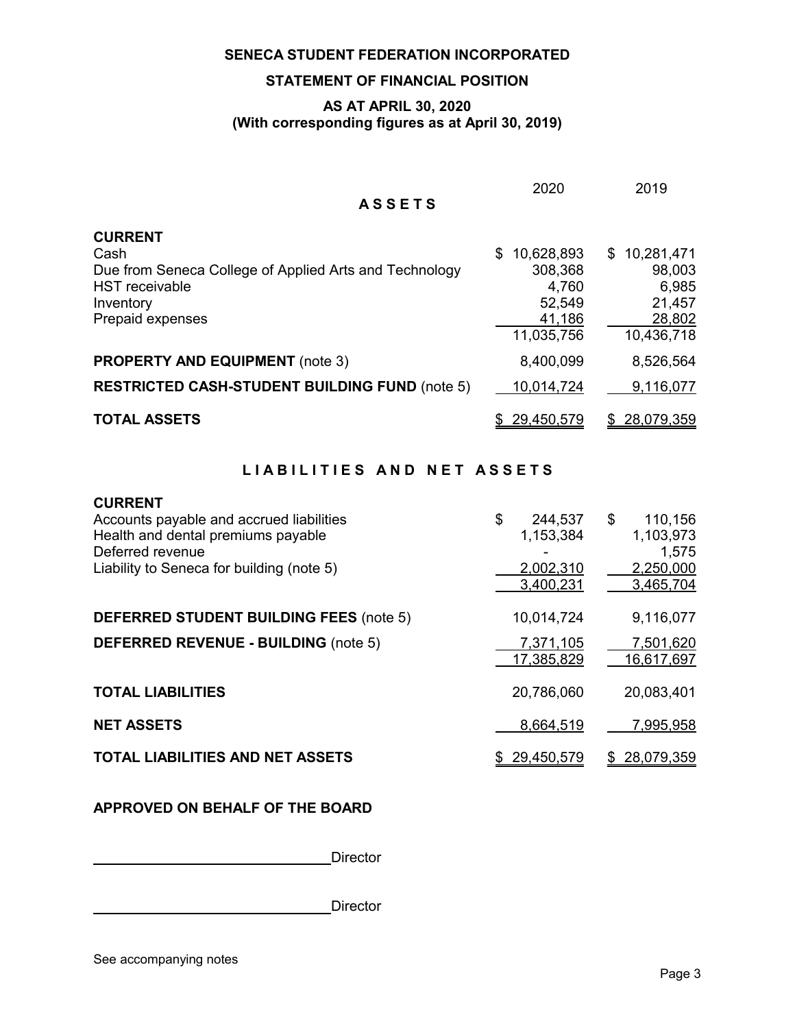# SENECA STUDENT FEDERATION INCORPORATED

## STATEMENT OF FINANCIAL POSITION

### AS AT APRIL 30, 2020
### (With corresponding figures as at April 30, 2019)

| | 2020 | 2019 |
|---|---|---|
| **ASSETS** | | |
| **CURRENT** | | |
| Cash | $ 10,628,893 | $ 10,281,471 |
| Due from Seneca College of Applied Arts and Technology | 308,368 | 98,003 |
| HST receivable | 4,760 | 6,985 |
| Inventory | 52,549 | 21,457 |
| Prepaid expenses | 41,186 | 28,802 |
| | 11,035,756 | 10,436,718 |
| **PROPERTY AND EQUIPMENT** (note 3) | 8,400,099 | 8,526,564 |
| **RESTRICTED CASH-STUDENT BUILDING FUND** (note 5) | 10,014,724 | 9,116,077 |
| **TOTAL ASSETS** | $ 29,450,579 | $ 28,079,359 |

| | 2020 | 2019 |
|---|---|---|
| **LIABILITIES AND NET ASSETS** | | |
| **CURRENT** | | |
| Accounts payable and accrued liabilities | $ 244,537 | $ 110,156 |
| Health and dental premiums payable | 1,153,384 | 1,103,973 |
| Deferred revenue | - | 1,575 |
| Liability to Seneca for building (note 5) | 2,002,310 | 2,250,000 |
| | 3,400,231 | 3,465,704 |
| **DEFERRED STUDENT BUILDING FEES** (note 5) | 10,014,724 | 9,116,077 |
| **DEFERRED REVENUE - BUILDING** (note 5) | 7,371,105 | 7,501,620 |
| | 17,385,829 | 16,617,697 |
| **TOTAL LIABILITIES** | 20,786,060 | 20,083,401 |
| **NET ASSETS** | 8,664,519 | 7,995,958 |
| **TOTAL LIABILITIES AND NET ASSETS** | $ 29,450,579 | $ 28,079,359 |

**APPROVED ON BEHALF OF THE BOARD**

______________________________ Director

______________________________ Director

See accompanying notes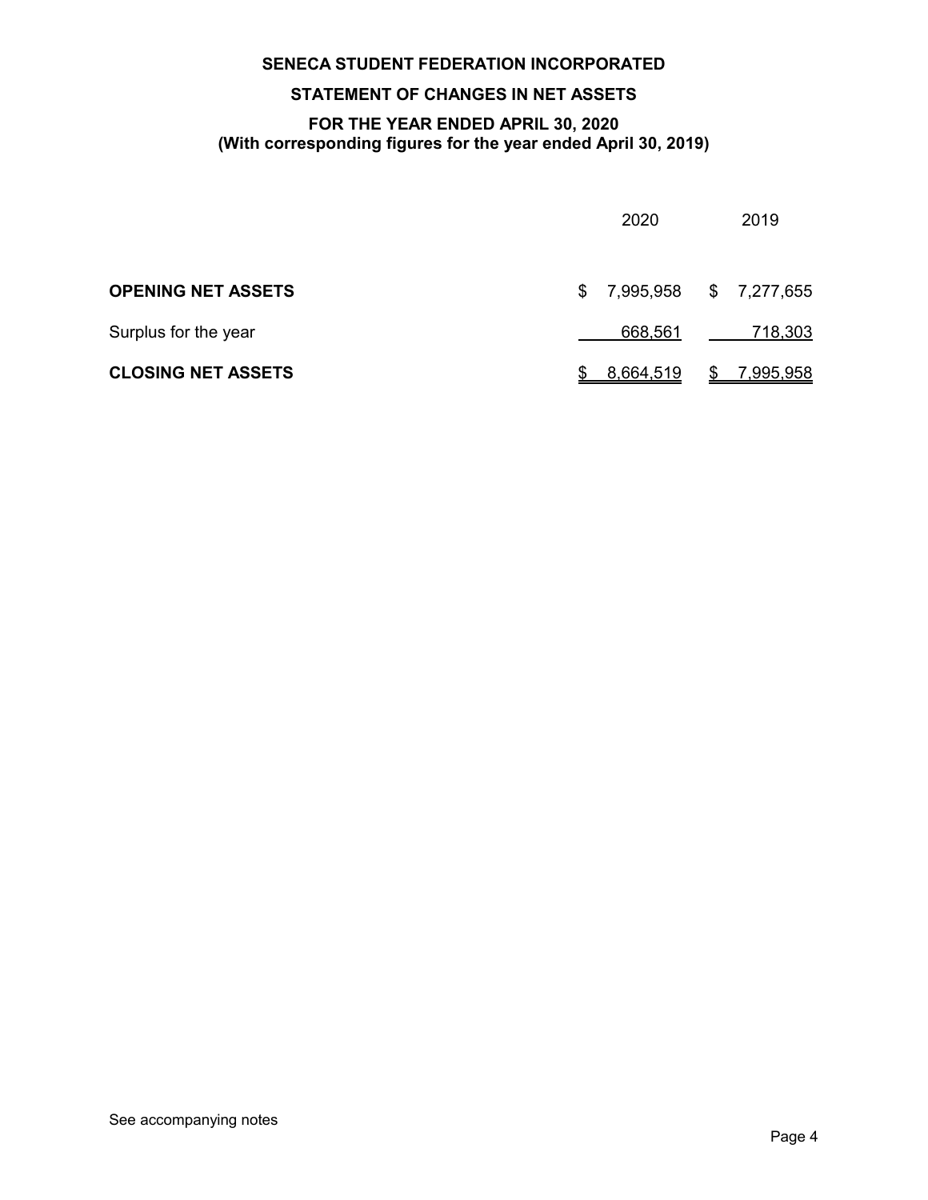**SENECA STUDENT FEDERATION INCORPORATED**

**STATEMENT OF CHANGES IN NET ASSETS**

**FOR THE YEAR ENDED APRIL 30, 2020**
**(With corresponding figures for the year ended April 30, 2019)**

| | 2020 | 2019 |
|---|---|---|
| **OPENING NET ASSETS** | $ 7,995,958 | $ 7,277,655 |
| Surplus for the year | 668,561 | 718,303 |
| **CLOSING NET ASSETS** | $ 8,664,519 | $ 7,995,958 |

See accompanying notes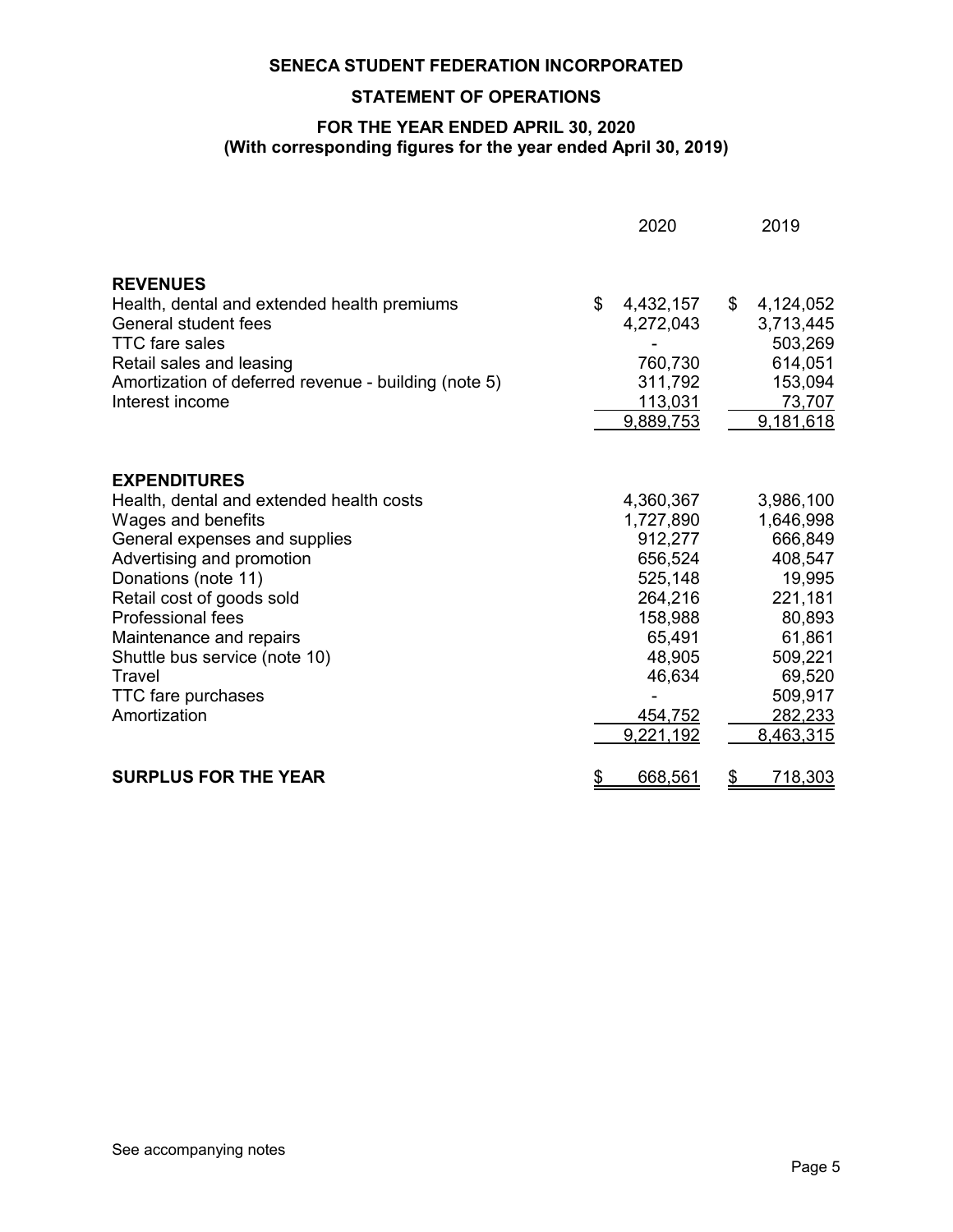**SENECA STUDENT FEDERATION INCORPORATED**

**STATEMENT OF OPERATIONS**

**FOR THE YEAR ENDED APRIL 30, 2020**
**(With corresponding figures for the year ended April 30, 2019)**

| | 2020 | 2019 |
|---|---|---|
| **REVENUES** | | |
| Health, dental and extended health premiums | $ 4,432,157 | $ 4,124,052 |
| General student fees | 4,272,043 | 3,713,445 |
| TTC fare sales | - | 503,269 |
| Retail sales and leasing | 760,730 | 614,051 |
| Amortization of deferred revenue - building (note 5) | 311,792 | 153,094 |
| Interest income | 113,031 | 73,707 |
| | 9,889,753 | 9,181,618 |
| **EXPENDITURES** | | |
| Health, dental and extended health costs | 4,360,367 | 3,986,100 |
| Wages and benefits | 1,727,890 | 1,646,998 |
| General expenses and supplies | 912,277 | 666,849 |
| Advertising and promotion | 656,524 | 408,547 |
| Donations (note 11) | 525,148 | 19,995 |
| Retail cost of goods sold | 264,216 | 221,181 |
| Professional fees | 158,988 | 80,893 |
| Maintenance and repairs | 65,491 | 61,861 |
| Shuttle bus service (note 10) | 48,905 | 509,221 |
| Travel | 46,634 | 69,520 |
| TTC fare purchases | - | 509,917 |
| Amortization | 454,752 | 282,233 |
| | 9,221,192 | 8,463,315 |
| **SURPLUS FOR THE YEAR** | $ 668,561 | $ 718,303 |

See accompanying notes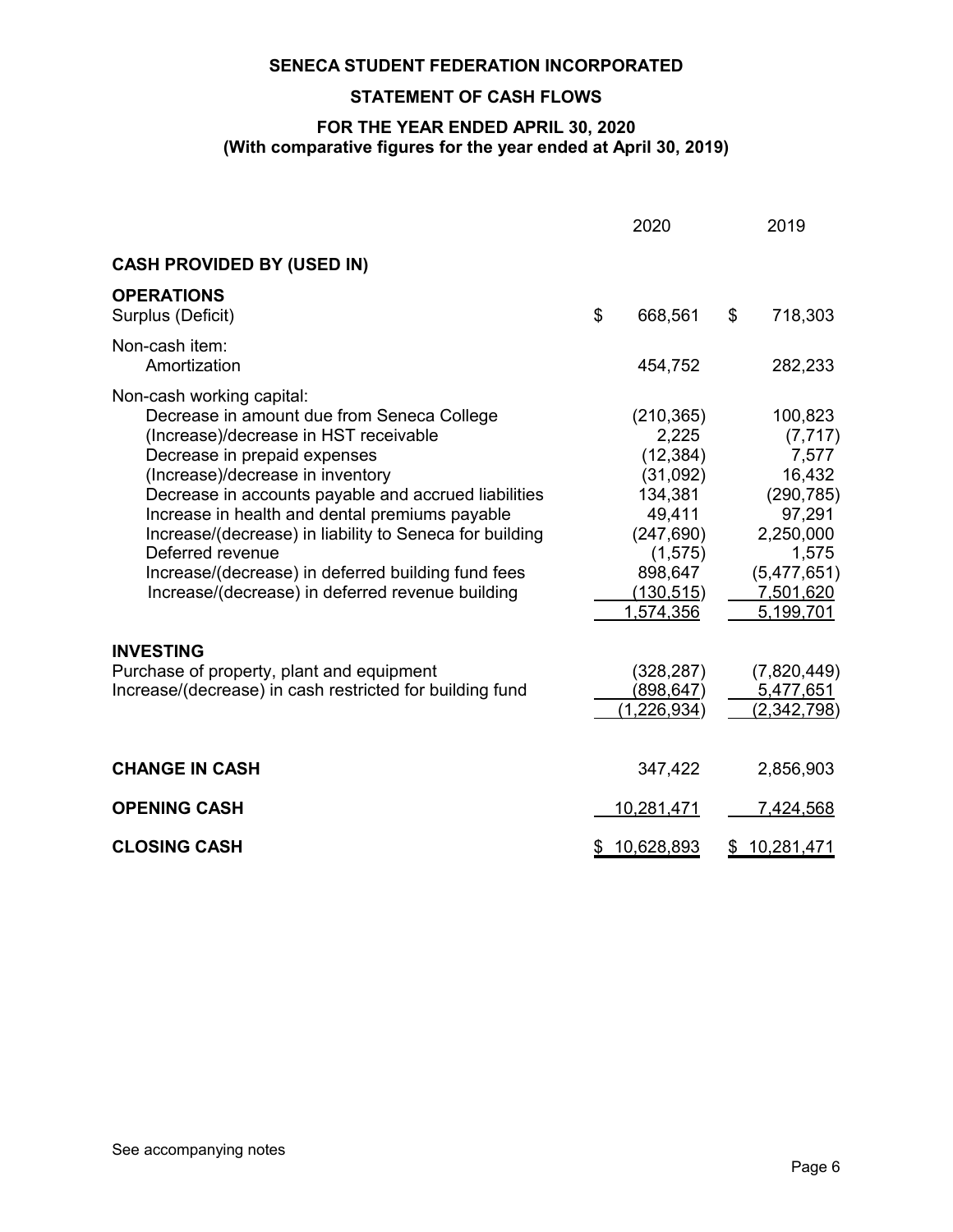**SENECA STUDENT FEDERATION INCORPORATED**

**STATEMENT OF CASH FLOWS**

**FOR THE YEAR ENDED APRIL 30, 2020**
**(With comparative figures for the year ended at April 30, 2019)**

| | 2020 | 2019 |
|---|---|---|
| **CASH PROVIDED BY (USED IN)** | | |
| **OPERATIONS** | | |
| Surplus (Deficit) | $ 668,561 | $ 718,303 |
| Non-cash item: | | |
| Amortization | 454,752 | 282,233 |
| Non-cash working capital: | | |
| Decrease in amount due from Seneca College | (210,365) | 100,823 |
| (Increase)/decrease in HST receivable | 2,225 | (7,717) |
| Decrease in prepaid expenses | (12,384) | 7,577 |
| (Increase)/decrease in inventory | (31,092) | 16,432 |
| Decrease in accounts payable and accrued liabilities | 134,381 | (290,785) |
| Increase in health and dental premiums payable | 49,411 | 97,291 |
| Increase/(decrease) in liability to Seneca for building | (247,690) | 2,250,000 |
| Deferred revenue | (1,575) | 1,575 |
| Increase/(decrease) in deferred building fund fees | 898,647 | (5,477,651) |
| Increase/(decrease) in deferred revenue building | (130,515) | 7,501,620 |
| | 1,574,356 | 5,199,701 |
| **INVESTING** | | |
| Purchase of property, plant and equipment | (328,287) | (7,820,449) |
| Increase/(decrease) in cash restricted for building fund | (898,647) | 5,477,651 |
| | (1,226,934) | (2,342,798) |
| **CHANGE IN CASH** | 347,422 | 2,856,903 |
| **OPENING CASH** | 10,281,471 | 7,424,568 |
| **CLOSING CASH** | $ 10,628,893 | $ 10,281,471 |

See accompanying notes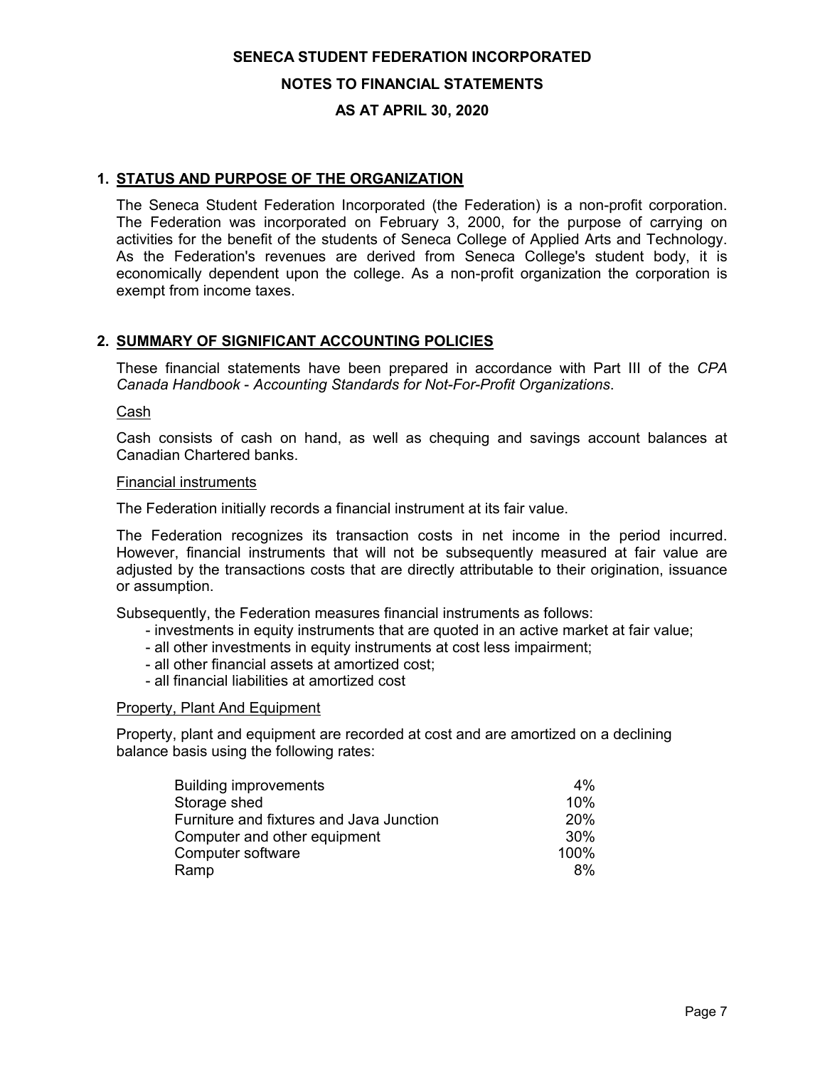**SENECA STUDENT FEDERATION INCORPORATED**

**NOTES TO FINANCIAL STATEMENTS**

**AS AT APRIL 30, 2020**

## 1. STATUS AND PURPOSE OF THE ORGANIZATION

The Seneca Student Federation Incorporated (the Federation) is a non-profit corporation. The Federation was incorporated on February 3, 2000, for the purpose of carrying on activities for the benefit of the students of Seneca College of Applied Arts and Technology. As the Federation's revenues are derived from Seneca College's student body, it is economically dependent upon the college. As a non-profit organization the corporation is exempt from income taxes.

## 2. SUMMARY OF SIGNIFICANT ACCOUNTING POLICIES

These financial statements have been prepared in accordance with Part III of the *CPA Canada Handbook - Accounting Standards for Not-For-Profit Organizations*.

Cash

Cash consists of cash on hand, as well as chequing and savings account balances at Canadian Chartered banks.

Financial instruments

The Federation initially records a financial instrument at its fair value.

The Federation recognizes its transaction costs in net income in the period incurred. However, financial instruments that will not be subsequently measured at fair value are adjusted by the transactions costs that are directly attributable to their origination, issuance or assumption.

Subsequently, the Federation measures financial instruments as follows:

- investments in equity instruments that are quoted in an active market at fair value;
- all other investments in equity instruments at cost less impairment;
- all other financial assets at amortized cost;
- all financial liabilities at amortized cost

Property, Plant And Equipment

Property, plant and equipment are recorded at cost and are amortized on a declining balance basis using the following rates:

| | |
|---|---|
| Building improvements | 4% |
| Storage shed | 10% |
| Furniture and fixtures and Java Junction | 20% |
| Computer and other equipment | 30% |
| Computer software | 100% |
| Ramp | 8% |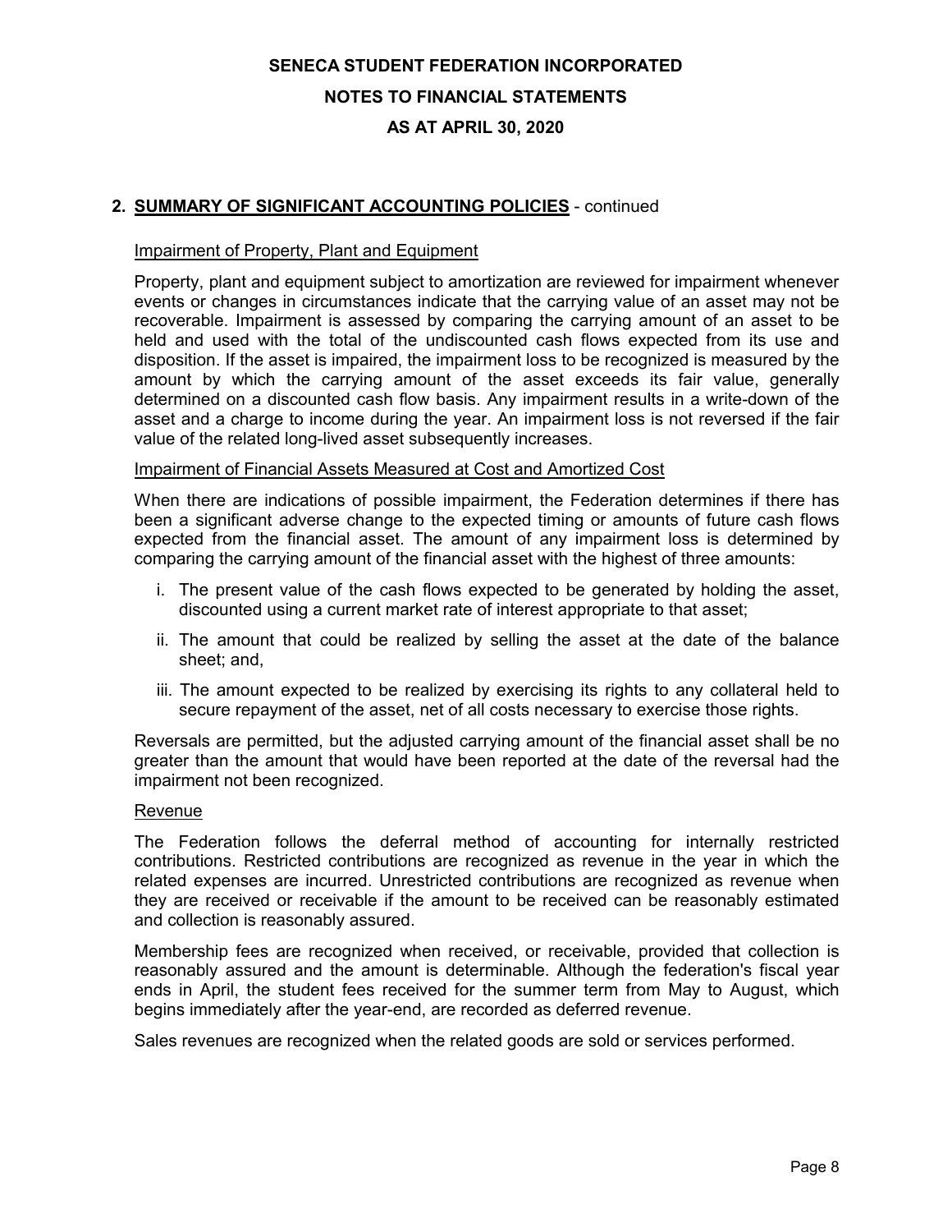# SENECA STUDENT FEDERATION INCORPORATED

## NOTES TO FINANCIAL STATEMENTS

## AS AT APRIL 30, 2020

### 2. SUMMARY OF SIGNIFICANT ACCOUNTING POLICIES - continued

Impairment of Property, Plant and Equipment

Property, plant and equipment subject to amortization are reviewed for impairment whenever events or changes in circumstances indicate that the carrying value of an asset may not be recoverable. Impairment is assessed by comparing the carrying amount of an asset to be held and used with the total of the undiscounted cash flows expected from its use and disposition. If the asset is impaired, the impairment loss to be recognized is measured by the amount by which the carrying amount of the asset exceeds its fair value, generally determined on a discounted cash flow basis. Any impairment results in a write-down of the asset and a charge to income during the year. An impairment loss is not reversed if the fair value of the related long-lived asset subsequently increases.

Impairment of Financial Assets Measured at Cost and Amortized Cost

When there are indications of possible impairment, the Federation determines if there has been a significant adverse change to the expected timing or amounts of future cash flows expected from the financial asset. The amount of any impairment loss is determined by comparing the carrying amount of the financial asset with the highest of three amounts:

i. The present value of the cash flows expected to be generated by holding the asset, discounted using a current market rate of interest appropriate to that asset;

ii. The amount that could be realized by selling the asset at the date of the balance sheet; and,

iii. The amount expected to be realized by exercising its rights to any collateral held to secure repayment of the asset, net of all costs necessary to exercise those rights.

Reversals are permitted, but the adjusted carrying amount of the financial asset shall be no greater than the amount that would have been reported at the date of the reversal had the impairment not been recognized.

Revenue

The Federation follows the deferral method of accounting for internally restricted contributions. Restricted contributions are recognized as revenue in the year in which the related expenses are incurred. Unrestricted contributions are recognized as revenue when they are received or receivable if the amount to be received can be reasonably estimated and collection is reasonably assured.

Membership fees are recognized when received, or receivable, provided that collection is reasonably assured and the amount is determinable. Although the federation's fiscal year ends in April, the student fees received for the summer term from May to August, which begins immediately after the year-end, are recorded as deferred revenue.

Sales revenues are recognized when the related goods are sold or services performed.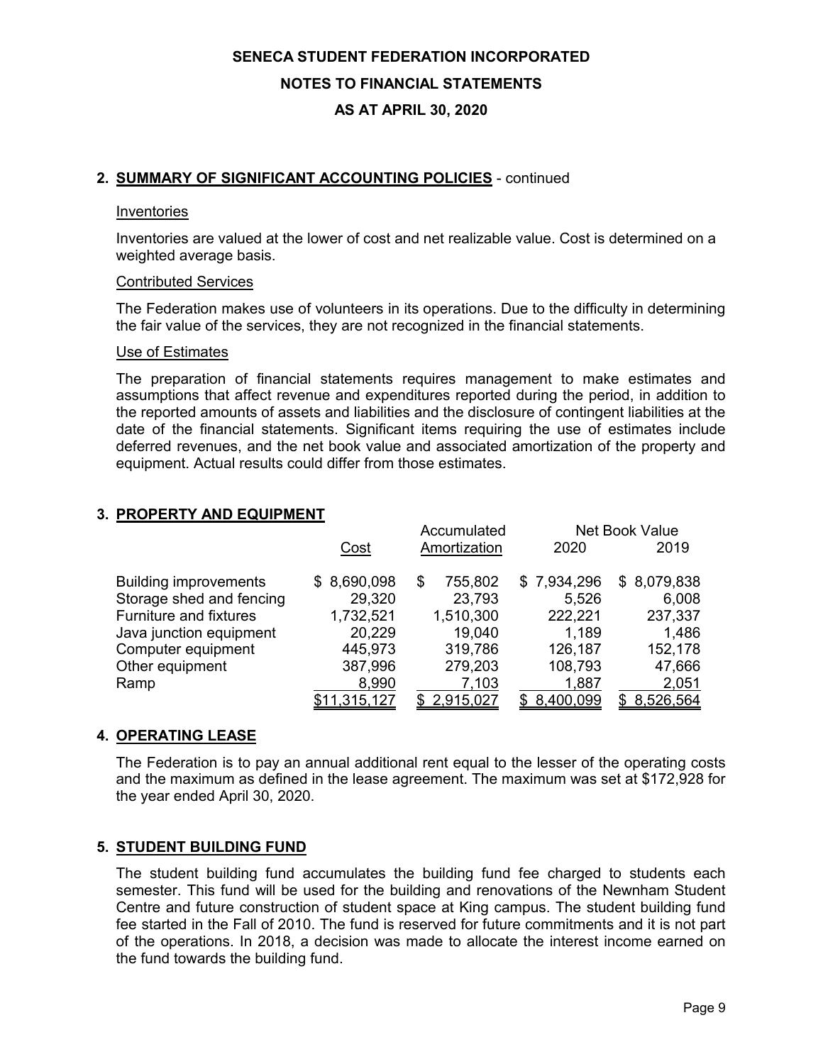**SENECA STUDENT FEDERATION INCORPORATED**

**NOTES TO FINANCIAL STATEMENTS**

**AS AT APRIL 30, 2020**

## 2. SUMMARY OF SIGNIFICANT ACCOUNTING POLICIES - continued

### Inventories

Inventories are valued at the lower of cost and net realizable value. Cost is determined on a weighted average basis.

### Contributed Services

The Federation makes use of volunteers in its operations. Due to the difficulty in determining the fair value of the services, they are not recognized in the financial statements.

### Use of Estimates

The preparation of financial statements requires management to make estimates and assumptions that affect revenue and expenditures reported during the period, in addition to the reported amounts of assets and liabilities and the disclosure of contingent liabilities at the date of the financial statements. Significant items requiring the use of estimates include deferred revenues, and the net book value and associated amortization of the property and equipment. Actual results could differ from those estimates.

## 3. PROPERTY AND EQUIPMENT

| | Cost | Accumulated Amortization | Net Book Value 2020 | Net Book Value 2019 |
|---|---|---|---|---|
| Building improvements | $ 8,690,098 | $ 755,802 | $ 7,934,296 | $ 8,079,838 |
| Storage shed and fencing | 29,320 | 23,793 | 5,526 | 6,008 |
| Furniture and fixtures | 1,732,521 | 1,510,300 | 222,221 | 237,337 |
| Java junction equipment | 20,229 | 19,040 | 1,189 | 1,486 |
| Computer equipment | 445,973 | 319,786 | 126,187 | 152,178 |
| Other equipment | 387,996 | 279,203 | 108,793 | 47,666 |
| Ramp | 8,990 | 7,103 | 1,887 | 2,051 |
| | $11,315,127 | $ 2,915,027 | $ 8,400,099 | $ 8,526,564 |

## 4. OPERATING LEASE

The Federation is to pay an annual additional rent equal to the lesser of the operating costs and the maximum as defined in the lease agreement. The maximum was set at $172,928 for the year ended April 30, 2020.

## 5. STUDENT BUILDING FUND

The student building fund accumulates the building fund fee charged to students each semester. This fund will be used for the building and renovations of the Newnham Student Centre and future construction of student space at King campus. The student building fund fee started in the Fall of 2010. The fund is reserved for future commitments and it is not part of the operations. In 2018, a decision was made to allocate the interest income earned on the fund towards the building fund.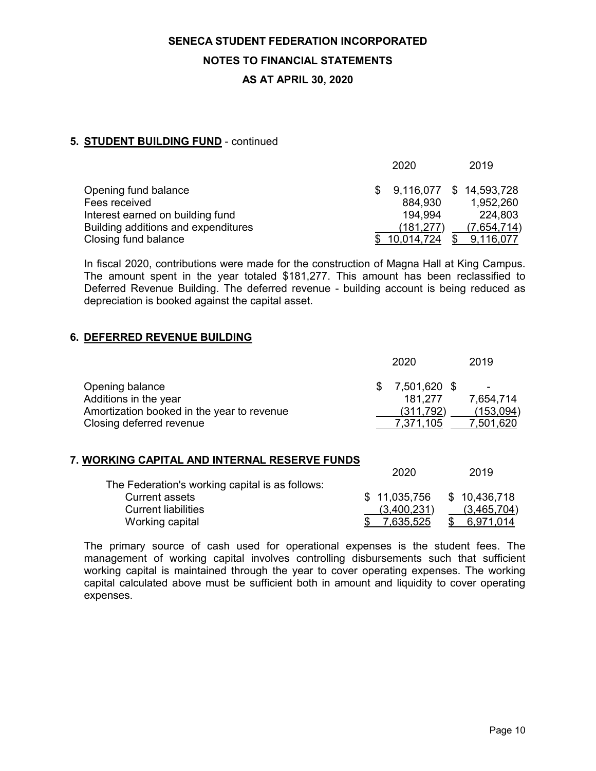# SENECA STUDENT FEDERATION INCORPORATED

## NOTES TO FINANCIAL STATEMENTS

## AS AT APRIL 30, 2020

### 5. STUDENT BUILDING FUND - continued

| | 2020 | 2019 |
|---|---|---|
| Opening fund balance | $ 9,116,077 | $ 14,593,728 |
| Fees received | 884,930 | 1,952,260 |
| Interest earned on building fund | 194,994 | 224,803 |
| Building additions and expenditures | (181,277) | (7,654,714) |
| Closing fund balance | $ 10,014,724 | $ 9,116,077 |

In fiscal 2020, contributions were made for the construction of Magna Hall at King Campus. The amount spent in the year totaled $181,277. This amount has been reclassified to Deferred Revenue Building. The deferred revenue - building account is being reduced as depreciation is booked against the capital asset.

### 6. DEFERRED REVENUE BUILDING

| | 2020 | 2019 |
|---|---|---|
| Opening balance | $ 7,501,620 | $ - |
| Additions in the year | 181,277 | 7,654,714 |
| Amortization booked in the year to revenue | (311,792) | (153,094) |
| Closing deferred revenue | 7,371,105 | 7,501,620 |

### 7. WORKING CAPITAL AND INTERNAL RESERVE FUNDS

| | 2020 | 2019 |
|---|---|---|
| The Federation's working capital is as follows: | | |
| Current assets | $ 11,035,756 | $ 10,436,718 |
| Current liabilities | (3,400,231) | (3,465,704) |
| Working capital | $ 7,635,525 | $ 6,971,014 |

The primary source of cash used for operational expenses is the student fees. The management of working capital involves controlling disbursements such that sufficient working capital is maintained through the year to cover operating expenses. The working capital calculated above must be sufficient both in amount and liquidity to cover operating expenses.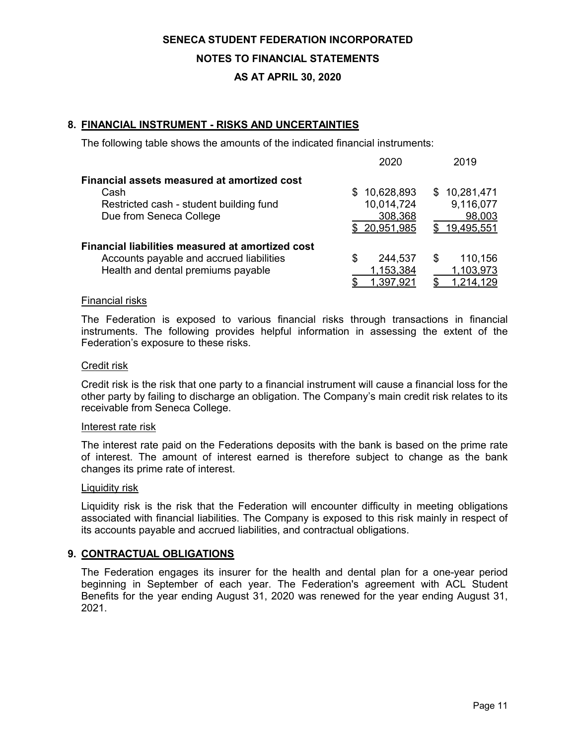**SENECA STUDENT FEDERATION INCORPORATED**

**NOTES TO FINANCIAL STATEMENTS**

**AS AT APRIL 30, 2020**

## 8. FINANCIAL INSTRUMENT - RISKS AND UNCERTAINTIES

The following table shows the amounts of the indicated financial instruments:

| | 2020 | 2019 |
|---|---|---|
| **Financial assets measured at amortized cost** | | |
| Cash | $ 10,628,893 | $ 10,281,471 |
| Restricted cash - student building fund | 10,014,724 | 9,116,077 |
| Due from Seneca College | 308,368 | 98,003 |
| | $ 20,951,985 | $ 19,495,551 |
| **Financial liabilities measured at amortized cost** | | |
| Accounts payable and accrued liabilities | $ 244,537 | $ 110,156 |
| Health and dental premiums payable | 1,153,384 | 1,103,973 |
| | $ 1,397,921 | $ 1,214,129 |

Financial risks

The Federation is exposed to various financial risks through transactions in financial instruments. The following provides helpful information in assessing the extent of the Federation's exposure to these risks.

Credit risk

Credit risk is the risk that one party to a financial instrument will cause a financial loss for the other party by failing to discharge an obligation. The Company's main credit risk relates to its receivable from Seneca College.

Interest rate risk

The interest rate paid on the Federations deposits with the bank is based on the prime rate of interest. The amount of interest earned is therefore subject to change as the bank changes its prime rate of interest.

Liquidity risk

Liquidity risk is the risk that the Federation will encounter difficulty in meeting obligations associated with financial liabilities. The Company is exposed to this risk mainly in respect of its accounts payable and accrued liabilities, and contractual obligations.

## 9. CONTRACTUAL OBLIGATIONS

The Federation engages its insurer for the health and dental plan for a one-year period beginning in September of each year. The Federation's agreement with ACL Student Benefits for the year ending August 31, 2020 was renewed for the year ending August 31, 2021.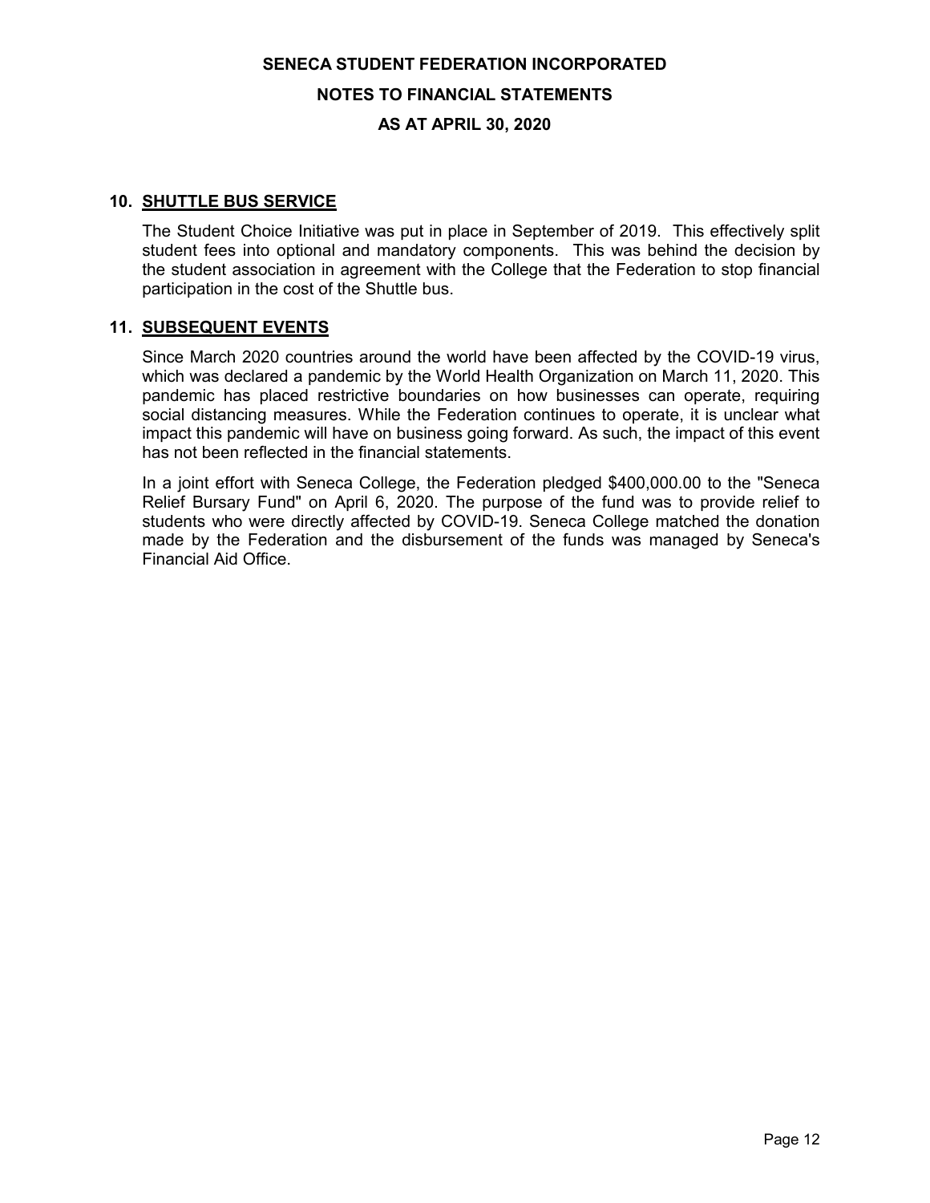# SENECA STUDENT FEDERATION INCORPORATED

## NOTES TO FINANCIAL STATEMENTS

## AS AT APRIL 30, 2020

### 10. SHUTTLE BUS SERVICE

The Student Choice Initiative was put in place in September of 2019. This effectively split student fees into optional and mandatory components. This was behind the decision by the student association in agreement with the College that the Federation to stop financial participation in the cost of the Shuttle bus.

### 11. SUBSEQUENT EVENTS

Since March 2020 countries around the world have been affected by the COVID-19 virus, which was declared a pandemic by the World Health Organization on March 11, 2020. This pandemic has placed restrictive boundaries on how businesses can operate, requiring social distancing measures. While the Federation continues to operate, it is unclear what impact this pandemic will have on business going forward. As such, the impact of this event has not been reflected in the financial statements.

In a joint effort with Seneca College, the Federation pledged $400,000.00 to the "Seneca Relief Bursary Fund" on April 6, 2020. The purpose of the fund was to provide relief to students who were directly affected by COVID-19. Seneca College matched the donation made by the Federation and the disbursement of the funds was managed by Seneca's Financial Aid Office.